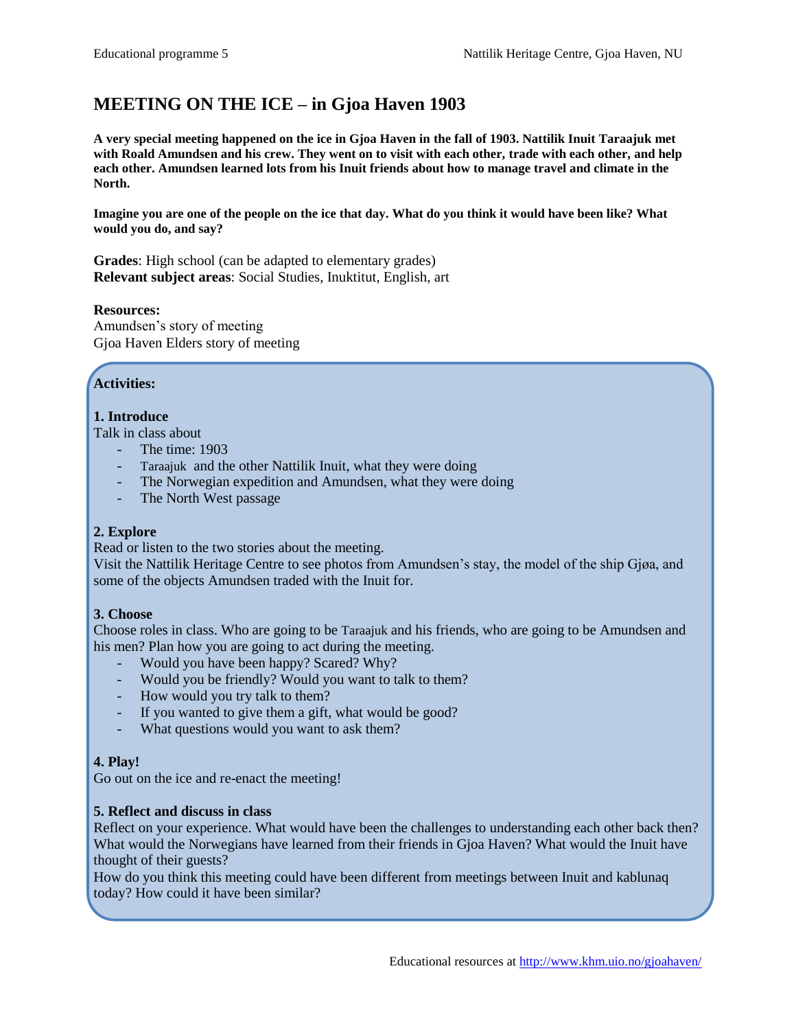# MEETING ON THE ICE – in Gjoa Haven 1903

**A very special meeting happened on the ice in Gjoa Haven in the fall of 1903. Nattilik Inuit Taraajuk met with Roald Amundsen and his crew. They went on to visit with each other, trade with each other, and help each other. Amundsen learned lots from his Inuit friends about how to manage travel and climate in the North.**

**Imagine you are one of the people on the ice that day. What do you think it would have been like? What would you do, and say?**

**Grades**: High school (can be adapted to elementary grades)
**Relevant subject areas**: Social Studies, Inuktitut, English, art

**Resources:**
Amundsen's story of meeting
Gjoa Haven Elders story of meeting

**Activities:**

**1. Introduce**
Talk in class about

- The time: 1903
- Taraajuk and the other Nattilik Inuit, what they were doing
- The Norwegian expedition and Amundsen, what they were doing
- The North West passage

**2. Explore**
Read or listen to the two stories about the meeting.
Visit the Nattilik Heritage Centre to see photos from Amundsen's stay, the model of the ship Gjøa, and some of the objects Amundsen traded with the Inuit for.

**3. Choose**
Choose roles in class. Who are going to be Taraajuk and his friends, who are going to be Amundsen and his men? Plan how you are going to act during the meeting.

- Would you have been happy? Scared? Why?
- Would you be friendly? Would you want to talk to them?
- How would you try talk to them?
- If you wanted to give them a gift, what would be good?
- What questions would you want to ask them?

**4. Play!**
Go out on the ice and re-enact the meeting!

**5. Reflect and discuss in class**
Reflect on your experience. What would have been the challenges to understanding each other back then? What would the Norwegians have learned from their friends in Gjoa Haven? What would the Inuit have thought of their guests?
How do you think this meeting could have been different from meetings between Inuit and kablunaq today? How could it have been similar?

Educational resources at http://www.khm.uio.no/gjoahaven/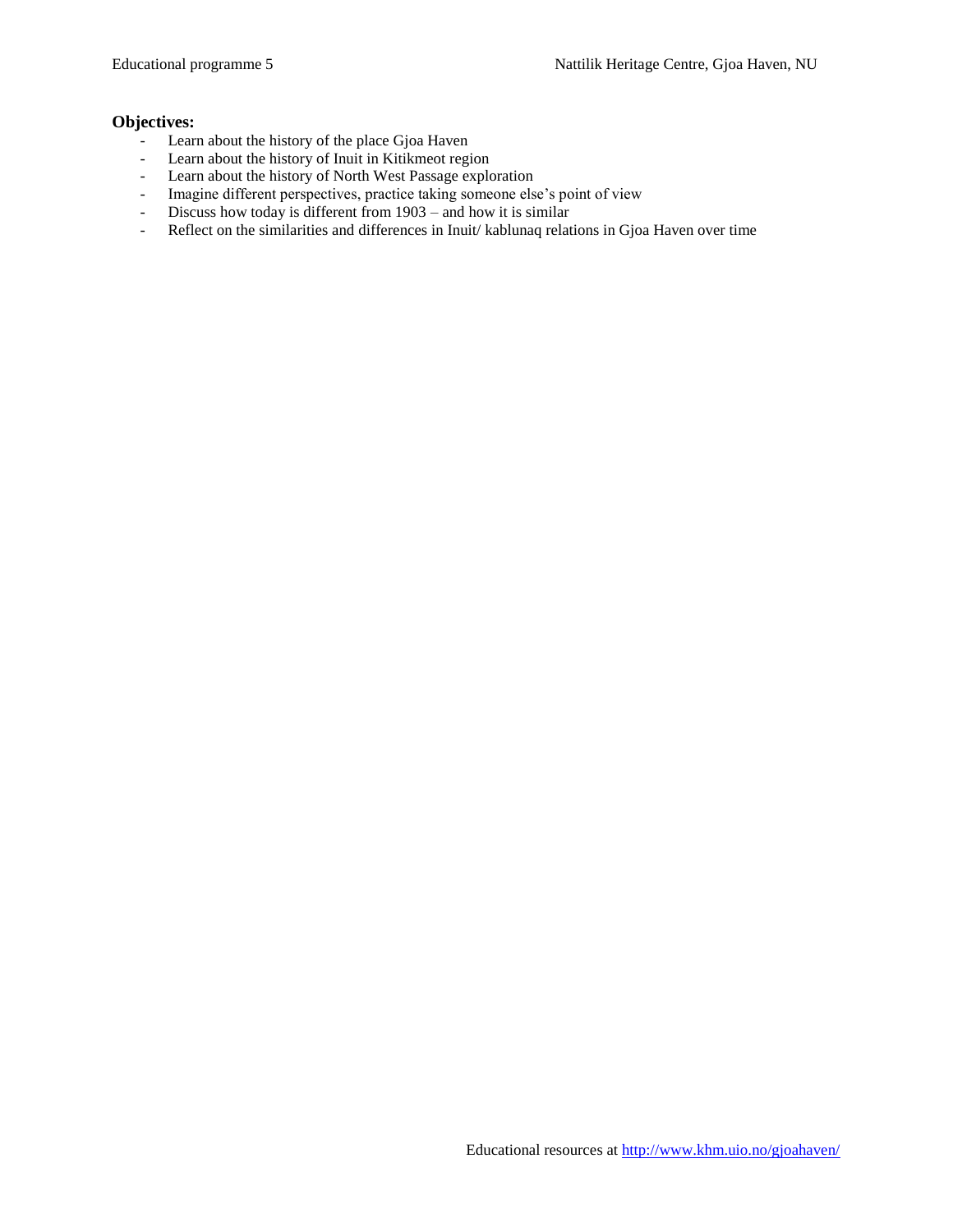**Objectives:**

- Learn about the history of the place Gjoa Haven
- Learn about the history of Inuit in Kitikmeot region
- Learn about the history of North West Passage exploration
- Imagine different perspectives, practice taking someone else's point of view
- Discuss how today is different from 1903 – and how it is similar
- Reflect on the similarities and differences in Inuit/ kablunaq relations in Gjoa Haven over time